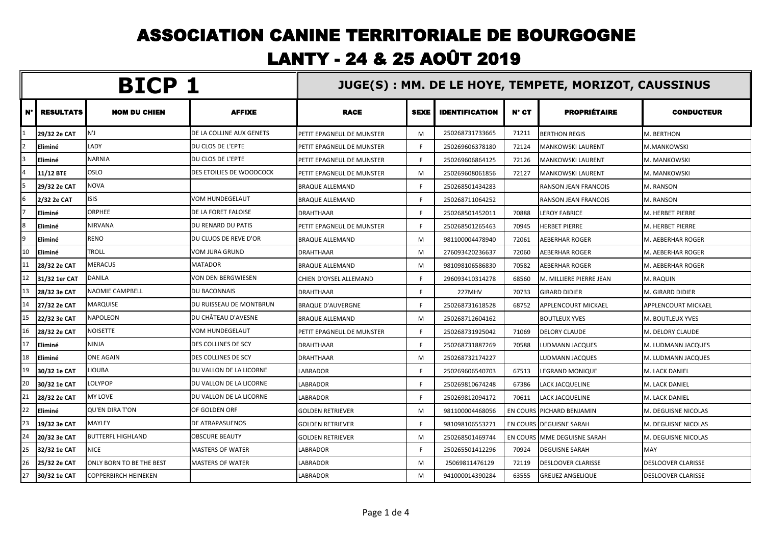# ASSOCIATION CANINE TERRITORIALE DE BOURGOGNE

## LANTY - 24 & 25 AOÛT 2019

## BICP 1

### JUGE(S) : MM. DE LE HOYE, TEMPETE, MORIZOT, CAUSSINUS

| N° | RESULTATS | NOM DU CHIEN | AFFIXE | RACE | SEXE | IDENTIFICATION | N° CT | PROPRIÉTAIRE | CONDUCTEUR |
|---|---|---|---|---|---|---|---|---|---|
| 1 | 29/32 2e CAT | N'J | DE LA COLLINE AUX GENETS | PETIT EPAGNEUL DE MUNSTER | M | 250268731733665 | 71211 | BERTHON REGIS | M. BERTHON |
| 2 | Eliminé | LADY | DU CLOS DE L'EPTE | PETIT EPAGNEUL DE MUNSTER | F | 250269606378180 | 72124 | MANKOWSKI LAURENT | M.MANKOWSKI |
| 3 | Eliminé | NARNIA | DU CLOS DE L'EPTE | PETIT EPAGNEUL DE MUNSTER | F | 250269606864125 | 72126 | MANKOWSKI LAURENT | M. MANKOWSKI |
| 4 | 11/12 BTE | OSLO | DES ETOILIES DE WOODCOCK | PETIT EPAGNEUL DE MUNSTER | M | 250269608061856 | 72127 | MANKOWSKI LAURENT | M. MANKOWSKI |
| 5 | 29/32 2e CAT | NOVA | | BRAQUE ALLEMAND | F | 250268501434283 | | RANSON JEAN FRANCOIS | M. RANSON |
| 6 | 2/32 2e CAT | ISIS | VOM HUNDEGELAUT | BRAQUE ALLEMAND | F | 250268711064252 | | RANSON JEAN FRANCOIS | M. RANSON |
| 7 | Eliminé | ORPHEE | DE LA FORET FALOISE | DRAHTHAAR | F | 250268501452011 | 70888 | LEROY FABRICE | M. HERBET PIERRE |
| 8 | Eliminé | NIRVANA | DU RENARD DU PATIS | PETIT EPAGNEUL DE MUNSTER | F | 250268501265463 | 70945 | HERBET PIERRE | M. HERBET PIERRE |
| 9 | Eliminé | RENO | DU CLUOS DE REVE D'OR | BRAQUE ALLEMAND | M | 981100004478940 | 72061 | AEBERHAR ROGER | M. AEBERHAR ROGER |
| 10 | Eliminé | TROLL | VOM JURA GRUND | DRAHTHAAR | M | 276093420236637 | 72060 | AEBERHAR ROGER | M. AEBERHAR ROGER |
| 11 | 28/32 2e CAT | MERACUS | MATADOR | BRAQUE ALLEMAND | M | 981098106586830 | 70582 | AEBERHAR ROGER | M. AEBERHAR ROGER |
| 12 | 31/32 1er CAT | DANILA | VON DEN BERGWIESEN | CHIEN D'OYSEL ALLEMAND | F | 296093410314278 | 68560 | M. MILLIERE PIERRE JEAN | M. RAQUIN |
| 13 | 28/32 3e CAT | NAOMIE CAMPBELL | DU BACONNAIS | DRAHTHAAR | F | 227MHV | 70733 | GIRARD DIDIER | M. GIRARD DIDIER |
| 14 | 27/32 2e CAT | MARQUISE | DU RUISSEAU DE MONTBRUN | BRAQUE D'AUVERGNE | F | 250268731618528 | 68752 | APPLENCOURT MICKAEL | APPLENCOURT MICKAEL |
| 15 | 22/32 3e CAT | NAPOLEON | DU CHÂTEAU D'AVESNE | BRAQUE ALLEMAND | M | 250268712604162 | | BOUTLEUX YVES | M. BOUTLEUX YVES |
| 16 | 28/32 2e CAT | NOISETTE | VOM HUNDEGELAUT | PETIT EPAGNEUL DE MUNSTER | F | 250268731925042 | 71069 | DELORY CLAUDE | M. DELORY CLAUDE |
| 17 | Eliminé | NINJA | DES COLLINES DE SCY | DRAHTHAAR | F | 250268731887269 | 70588 | LUDMANN JACQUES | M. LUDMANN JACQUES |
| 18 | Eliminé | ONE AGAIN | DES COLLINES DE SCY | DRAHTHAAR | M | 250268732174227 | | LUDMANN JACQUES | M. LUDMANN JACQUES |
| 19 | 30/32 1e CAT | LIOUBA | DU VALLON DE LA LICORNE | LABRADOR | F | 250269606540703 | 67513 | LEGRAND MONIQUE | M. LACK DANIEL |
| 20 | 30/32 1e CAT | LOLYPOP | DU VALLON DE LA LICORNE | LABRADOR | F | 250269810674248 | 67386 | LACK JACQUELINE | M. LACK DANIEL |
| 21 | 28/32 2e CAT | MY LOVE | DU VALLON DE LA LICORNE | LABRADOR | F | 250269812094172 | 70611 | LACK JACQUELINE | M. LACK DANIEL |
| 22 | Eliminé | QU'EN DIRA T'ON | OF GOLDEN ORF | GOLDEN RETRIEVER | M | 981100004468056 | EN COURS | PICHARD BENJAMIN | M. DEGUISNE NICOLAS |
| 23 | 19/32 3e CAT | MAYLEY | DE ATRAPASUENOS | GOLDEN RETRIEVER | F | 981098106553271 | EN COURS | DEGUISNE SARAH | M. DEGUISNE NICOLAS |
| 24 | 20/32 3e CAT | BUTTERFL'HIGHLAND | OBSCURE BEAUTY | GOLDEN RETRIEVER | M | 250268501469744 | EN COURS | MME DEGUISNE SARAH | M. DEGUISNE NICOLAS |
| 25 | 32/32 1e CAT | NICE | MASTERS OF WATER | LABRADOR | F | 250265501412296 | 70924 | DEGUISNE SARAH | MAY |
| 26 | 25/32 2e CAT | ONLY BORN TO BE THE BEST | MASTERS OF WATER | LABRADOR | M | 25069811476129 | 72119 | DESLOOVER CLARISSE | DESLOOVER CLARISSE |
| 27 | 30/32 1e CAT | COPPERBIRCH HEINEKEN | | LABRADOR | M | 941000014390284 | 63555 | GREUEZ ANGELIQUE | DESLOOVER CLARISSE |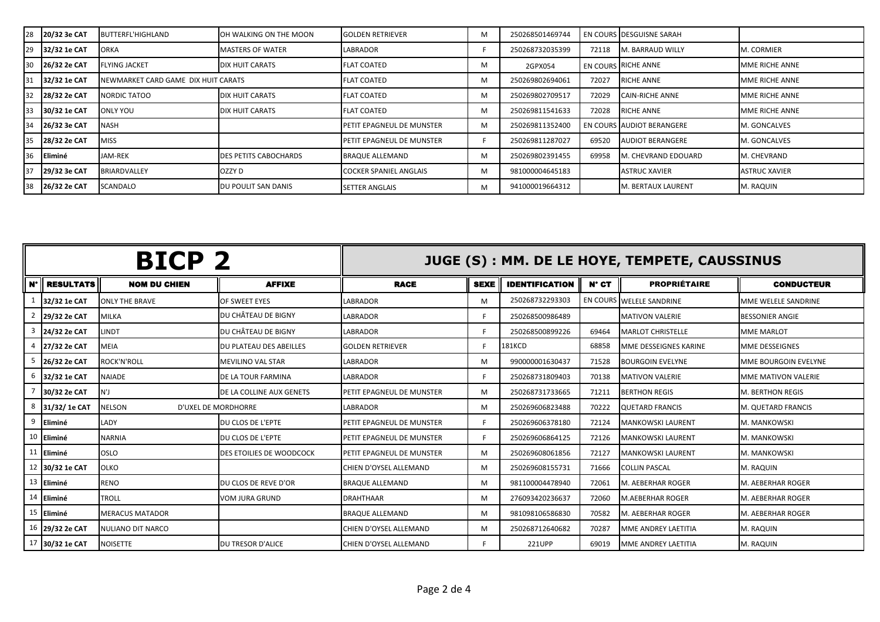| 28 | 20/32 3e CAT | BUTTERFL'HIGHLAND | OH WALKING ON THE MOON | GOLDEN RETRIEVER | M | 250268501469744 | EN COURS | DESGUISNE SARAH | |
|---|---|---|---|---|---|---|---|---|---|
| 29 | 32/32 1e CAT | ORKA | MASTERS OF WATER | LABRADOR | F | 250268732035399 | 72118 | M. BARRAUD WILLY | M. CORMIER |
| 30 | 26/32 2e CAT | FLYING JACKET | DIX HUIT CARATS | FLAT COATED | M | 2GPX054 | EN COURS | RICHE ANNE | MME RICHE ANNE |
| 31 | 32/32 1e CAT | NEWMARKET CARD GAME DIX HUIT CARATS | | FLAT COATED | M | 250269802694061 | 72027 | RICHE ANNE | MME RICHE ANNE |
| 32 | 28/32 2e CAT | NORDIC TATOO | DIX HUIT CARATS | FLAT COATED | M | 250269802709517 | 72029 | CAIN-RICHE ANNE | MME RICHE ANNE |
| 33 | 30/32 1e CAT | ONLY YOU | DIX HUIT CARATS | FLAT COATED | M | 250269811541633 | 72028 | RICHE ANNE | MME RICHE ANNE |
| 34 | 26/32 3e CAT | NASH | | PETIT EPAGNEUL DE MUNSTER | M | 250269811352400 | EN COURS | AUDIOT BERANGERE | M. GONCALVES |
| 35 | 28/32 2e CAT | MISS | | PETIT EPAGNEUL DE MUNSTER | F | 250269811287027 | 69520 | AUDIOT BERANGERE | M. GONCALVES |
| 36 | Eliminé | JAM-REK | DES PETITS CABOCHARDS | BRAQUE ALLEMAND | M | 250269802391455 | 69958 | M. CHEVRAND EDOUARD | M. CHEVRAND |
| 37 | 29/32 3e CAT | BRIARDVALLEY | OZZY D | COCKER SPANIEL ANGLAIS | M | 981000004645183 | | ASTRUC XAVIER | ASTRUC XAVIER |
| 38 | 26/32 2e CAT | SCANDALO | DU POULIT SAN DANIS | SETTER ANGLAIS | M | 941000019664312 | | M. BERTAUX LAURENT | M. RAQUIN |

## BICP 2

### JUGE (S) : MM. DE LE HOYE, TEMPETE, CAUSSINUS

| N° | RESULTATS | NOM DU CHIEN | AFFIXE | RACE | SEXE | IDENTIFICATION | N° CT | PROPRIÉTAIRE | CONDUCTEUR |
|---|---|---|---|---|---|---|---|---|---|
| 1 | 32/32 1e CAT | ONLY THE BRAVE | OF SWEET EYES | LABRADOR | M | 250268732293303 | EN COURS | WELELE SANDRINE | MME WELELE SANDRINE |
| 2 | 29/32 2e CAT | MILKA | DU CHÂTEAU DE BIGNY | LABRADOR | F | 250268500986489 | | MATIVON VALERIE | BESSONIER ANGIE |
| 3 | 24/32 2e CAT | LINDT | DU CHÂTEAU DE BIGNY | LABRADOR | F | 250268500899226 | 69464 | MARLOT CHRISTELLE | MME MARLOT |
| 4 | 27/32 2e CAT | MEIA | DU PLATEAU DES ABEILLES | GOLDEN RETRIEVER | F | 181KCD | 68858 | MME DESSEIGNES KARINE | MME DESSEIGNES |
| 5 | 26/32 2e CAT | ROCK'N'ROLL | MEVILINO VAL STAR | LABRADOR | M | 990000001630437 | 71528 | BOURGOIN EVELYNE | MME BOURGOIN EVELYNE |
| 6 | 32/32 1e CAT | NAIADE | DE LA TOUR FARMINA | LABRADOR | F | 250268731809403 | 70138 | MATIVON VALERIE | MME MATIVON VALERIE |
| 7 | 30/32 2e CAT | N'J | DE LA COLLINE AUX GENETS | PETIT EPAGNEUL DE MUNSTER | M | 250268731733665 | 71211 | BERTHON REGIS | M. BERTHON REGIS |
| 8 | 31/32/ 1e CAT | NELSON | D'UXEL DE MORDHORRE | LABRADOR | M | 250269606823488 | 70222 | QUETARD FRANCIS | M. QUETARD FRANCIS |
| 9 | Eliminé | LADY | DU CLOS DE L'EPTE | PETIT EPAGNEUL DE MUNSTER | F | 250269606378180 | 72124 | MANKOWSKI LAURENT | M. MANKOWSKI |
| 10 | Eliminé | NARNIA | DU CLOS DE L'EPTE | PETIT EPAGNEUL DE MUNSTER | F | 250269606864125 | 72126 | MANKOWSKI LAURENT | M. MANKOWSKI |
| 11 | Eliminé | OSLO | DES ETOILIES DE WOODCOCK | PETIT EPAGNEUL DE MUNSTER | M | 250269608061856 | 72127 | MANKOWSKI LAURENT | M. MANKOWSKI |
| 12 | 30/32 1e CAT | OLKO | | CHIEN D'OYSEL ALLEMAND | M | 250269608155731 | 71666 | COLLIN PASCAL | M. RAQUIN |
| 13 | Eliminé | RENO | DU CLOS DE REVE D'OR | BRAQUE ALLEMAND | M | 981100004478940 | 72061 | M. AEBERHAR ROGER | M. AEBERHAR ROGER |
| 14 | Eliminé | TROLL | VOM JURA GRUND | DRAHTHAAR | M | 276093420236637 | 72060 | M.AEBERHAR ROGER | M. AEBERHAR ROGER |
| 15 | Eliminé | MERACUS MATADOR | | BRAQUE ALLEMAND | M | 981098106586830 | 70582 | M. AEBERHAR ROGER | M. AEBERHAR ROGER |
| 16 | 29/32 2e CAT | NULIANO DIT NARCO | | CHIEN D'OYSEL ALLEMAND | M | 250268712640682 | 70287 | MME ANDREY LAETITIA | M. RAQUIN |
| 17 | 30/32 1e CAT | NOISETTE | DU TRESOR D'ALICE | CHIEN D'OYSEL ALLEMAND | F | 221UPP | 69019 | MME ANDREY LAETITIA | M. RAQUIN |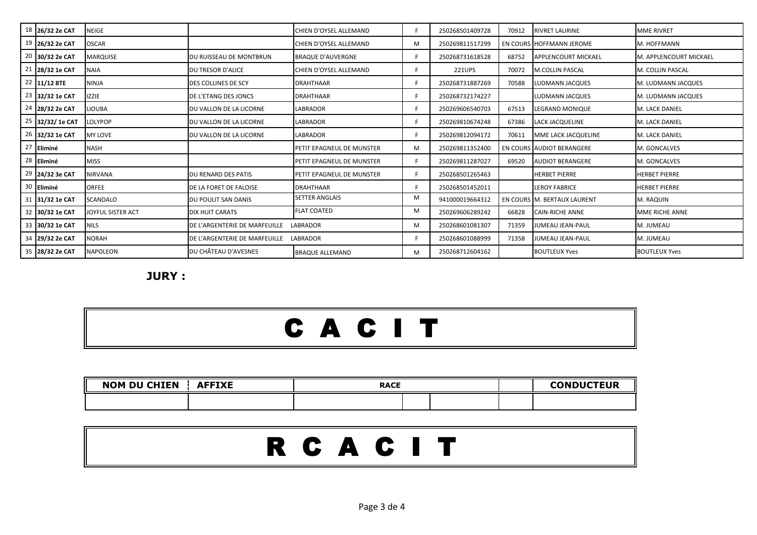| | | | | | | | | | |
|---|---|---|---|---|---|---|---|---|---|
| 18 | 26/32 2e CAT | NEIGE | | CHIEN D'OYSEL ALLEMAND | F | 250268501409728 | 70912 | RIVRET LAURINE | MME RIVRET |
| 19 | 26/32 2e CAT | OSCAR | | CHIEN D'OYSEL ALLEMAND | M | 250269811517299 | EN COURS | HOFFMANN JEROME | M. HOFFMANN |
| 20 | 30/32 2e CAT | MARQUISE | DU RUISSEAU DE MONTBRUN | BRAQUE D'AUVERGNE | F | 250268731618528 | 68752 | APPLENCOURT MICKAEL | M. APPLENCOURT MICKAEL |
| 21 | 28/32 1e CAT | NAIA | DU TRESOR D'ALICE | CHIEN D'OYSEL ALLEMAND | F | 221UPS | 70072 | M.COLLIN PASCAL | M. COLLIN PASCAL |
| 22 | 11/12 BTE | NINJA | DES COLLINES DE SCY | DRAHTHAAR | F | 250268731887269 | 70588 | LUDMANN JACQUES | M. LUDMANN JACQUES |
| 23 | 32/32 1e CAT | IZZIE | DE L'ETANG DES JONCS | DRAHTHAAR | F | 250268732174227 | | LUDMANN JACQUES | M. LUDMANN JACQUES |
| 24 | 28/32 2e CAT | LIOUBA | DU VALLON DE LA LICORNE | LABRADOR | F | 250269606540703 | 67513 | LEGRAND MONIQUE | M. LACK DANIEL |
| 25 | 32/32/ 1e CAT | LOLYPOP | DU VALLON DE LA LICORNE | LABRADOR | F | 250269810674248 | 67386 | LACK JACQUELINE | M. LACK DANIEL |
| 26 | 32/32 1e CAT | MY LOVE | DU VALLON DE LA LICORNE | LABRADOR | F | 250269812094172 | 70611 | MME LACK JACQUELINE | M. LACK DANIEL |
| 27 | Eliminé | NASH | | PETIT EPAGNEUL DE MUNSTER | M | 250269811352400 | EN COURS | AUDIOT BERANGERE | M. GONCALVES |
| 28 | Eliminé | MISS | | PETIT EPAGNEUL DE MUNSTER | F | 250269811287027 | 69520 | AUDIOT BERANGERE | M. GONCALVES |
| 29 | 24/32 3e CAT | NIRVANA | DU RENARD DES PATIS | PETIT EPAGNEUL DE MUNSTER | F | 250268501265463 | | HERBET PIERRE | HERBET PIERRE |
| 30 | Eliminé | ORFEE | DE LA FORET DE FALOISE | DRAHTHAAR | F | 250268501452011 | | LEROY FABRICE | HERBET PIERRE |
| 31 | 31/32 1e CAT | SCANDALO | DU POULIT SAN DANIS | SETTER ANGLAIS | M | 941000019664312 | EN COURS | M. BERTAUX LAURENT | M. RAQUIN |
| 32 | 30/32 1e CAT | JOYFUL SISTER ACT | DIX HUIT CARATS | FLAT COATED | M | 250269606289242 | 66828 | CAIN-RICHE ANNE | MME RICHE ANNE |
| 33 | 30/32 1e CAT | NILS | DE L'ARGENTERIE DE MARFEUILLE | LABRADOR | M | 250268601081307 | 71359 | JUMEAU JEAN-PAUL | M. JUMEAU |
| 34 | 29/32 2e CAT | NORAH | DE L'ARGENTERIE DE MARFEUILLE | LABRADOR | F | 250268601088999 | 71358 | JUMEAU JEAN-PAUL | M. JUMEAU |
| 35 | 28/32 2e CAT | NAPOLEON | DU CHÂTEAU D'AVESNES | BRAQUE ALLEMAND | M | 250268712604162 | | BOUTLEUX Yves | BOUTLEUX Yves |

**JURY :**

# C A C I T

| NOM DU CHIEN | AFFIXE | RACE | | | | CONDUCTEUR |
|---|---|---|---|---|---|---|
| | | | | | | |

# R C A C I T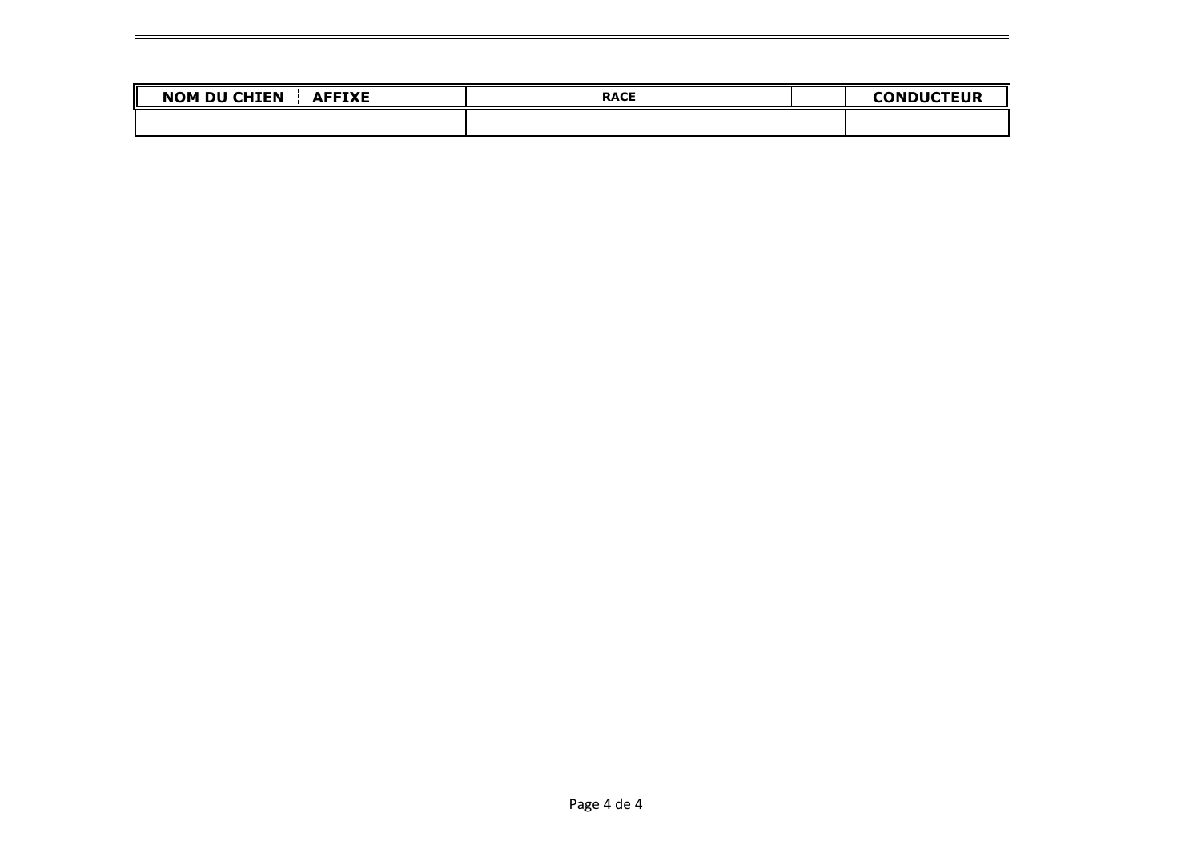| NOM DU CHIEN | AFFIXE | RACE | | CONDUCTEUR |
|---|---|---|---|---|
| | | | | |